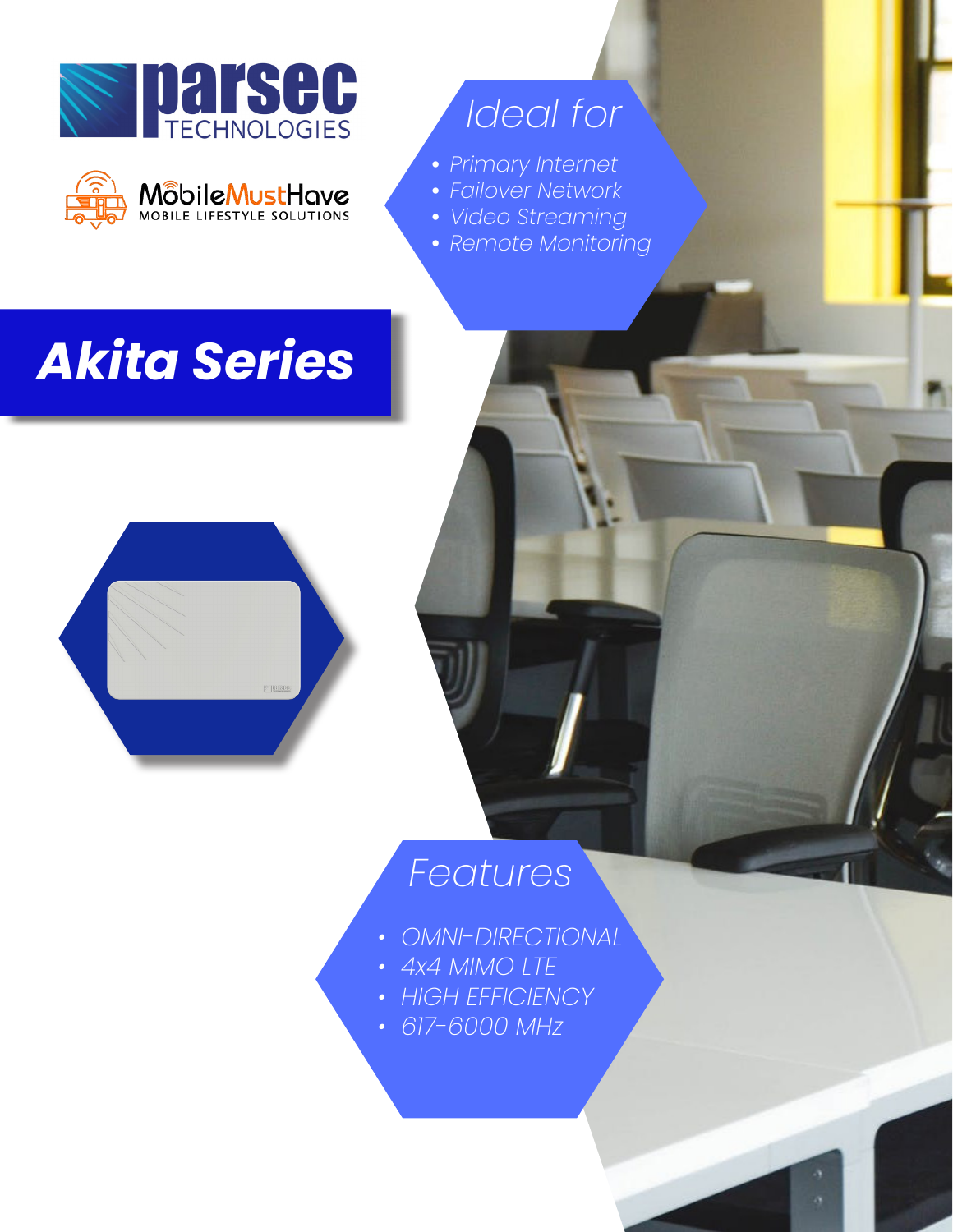parsec TECHNOLOGIES

MobileMustHave MOBILE LIFESTYLE SOLUTIONS

# Akita Series

## Ideal for

- *Primary Internet*
- *Failover Network*
- *Video Streaming*
- *Remote Monitoring*

## Features

- *OMNI-DIRECTIONAL*
- *4x4 MIMO LTE*
- *HIGH EFFICIENCY*
- *617-6000 MHz*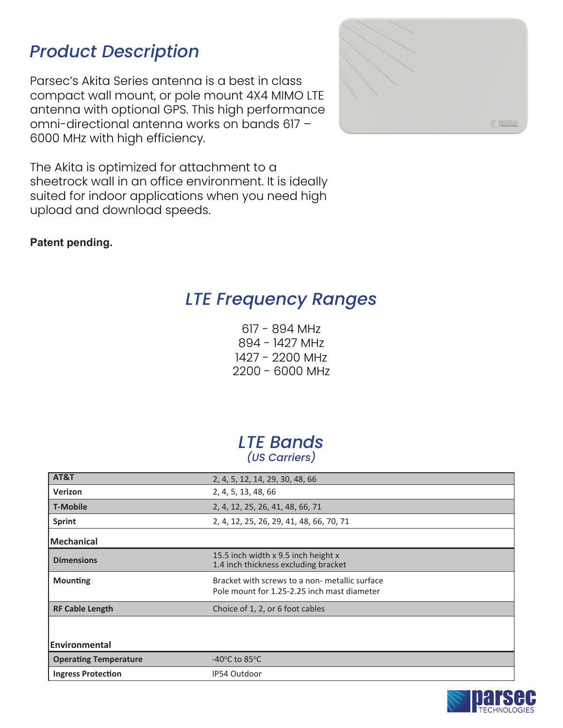## Product Description

Parsec's Akita Series antenna is a best in class compact wall mount, or pole mount 4X4 MIMO LTE antenna with optional GPS. This high performance omni-directional antenna works on bands 617 – 6000 MHz with high efficiency.

The Akita is optimized for attachment to a sheetrock wall in an office environment. It is ideally suited for indoor applications when you need high upload and download speeds.

**Patent pending.**

## LTE Frequency Ranges

617 - 894 MHz
894 - 1427 MHz
1427 - 2200 MHz
2200 - 6000 MHz

## LTE Bands
*(US Carriers)*

| | |
|---|---|
| **AT&T** | 2, 4, 5, 12, 14, 29, 30, 48, 66 |
| **Verizon** | 2, 4, 5, 13, 48, 66 |
| **T-Mobile** | 2, 4, 12, 25, 26, 41, 48, 66, 71 |
| **Sprint** | 2, 4, 12, 25, 26, 29, 41, 48, 66, 70, 71 |
| **Mechanical** | |
| **Dimensions** | 15.5 inch width x 9.5 inch height x 1.4 inch thickness excluding bracket |
| **Mounting** | Bracket with screws to a non- metallic surface<br>Pole mount for 1.25-2.25 inch mast diameter |
| **RF Cable Length** | Choice of 1, 2, or 6 foot cables |
| **Environmental** | |
| **Operating Temperature** | -40ºC to 85ºC |
| **Ingress Protection** | IP54 Outdoor |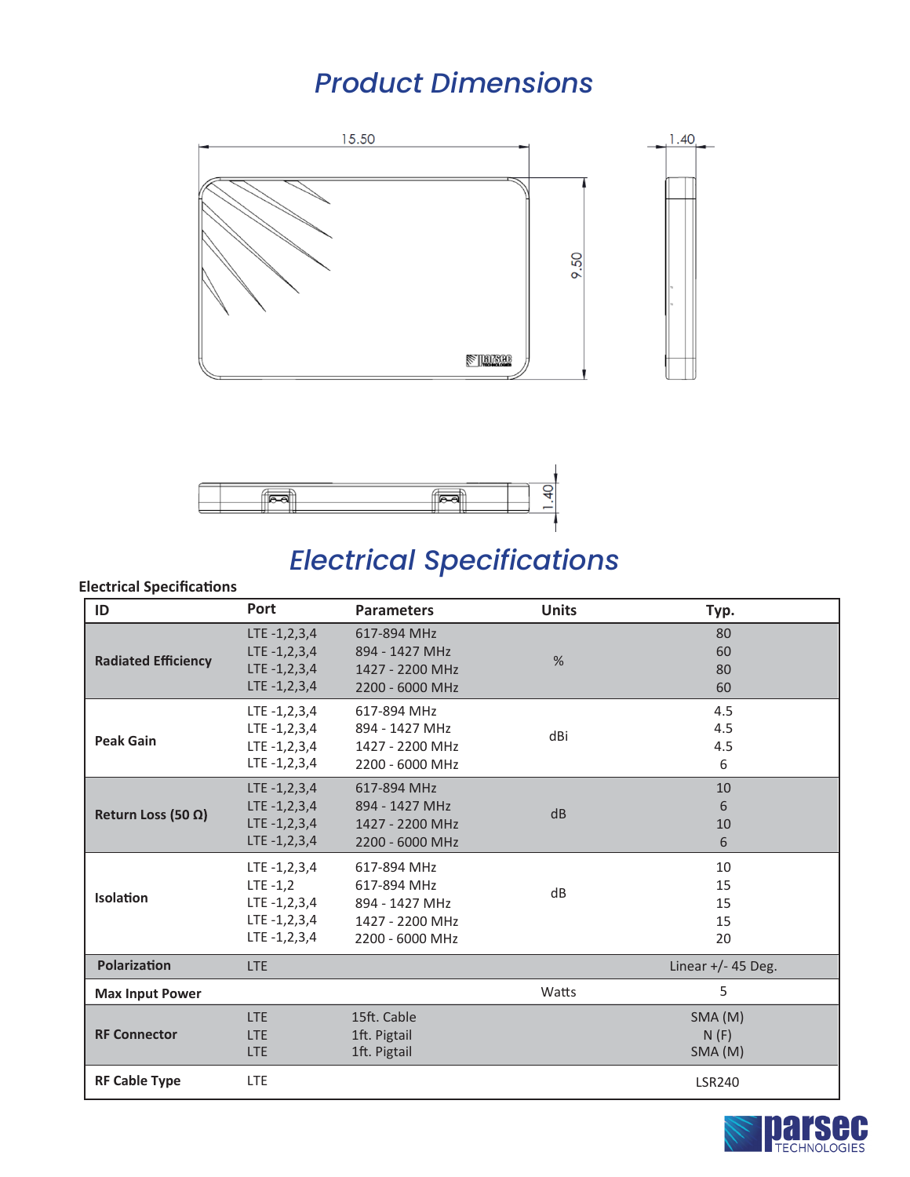# Product Dimensions

15.50

1.40

9.50

1.40

# Electrical Specifications

**Electrical Specifications**

| ID | Port | Parameters | Units | Typ. |
|---|---|---|---|---|
| **Radiated Efficiency** | LTE -1,2,3,4 | 617-894 MHz | % | 80 |
| | LTE -1,2,3,4 | 894 - 1427 MHz | | 60 |
| | LTE -1,2,3,4 | 1427 - 2200 MHz | | 80 |
| | LTE -1,2,3,4 | 2200 - 6000 MHz | | 60 |
| **Peak Gain** | LTE -1,2,3,4 | 617-894 MHz | dBi | 4.5 |
| | LTE -1,2,3,4 | 894 - 1427 MHz | | 4.5 |
| | LTE -1,2,3,4 | 1427 - 2200 MHz | | 4.5 |
| | LTE -1,2,3,4 | 2200 - 6000 MHz | | 6 |
| **Return Loss (50 Ω)** | LTE -1,2,3,4 | 617-894 MHz | dB | 10 |
| | LTE -1,2,3,4 | 894 - 1427 MHz | | 6 |
| | LTE -1,2,3,4 | 1427 - 2200 MHz | | 10 |
| | LTE -1,2,3,4 | 2200 - 6000 MHz | | 6 |
| **Isolation** | LTE -1,2,3,4 | 617-894 MHz | dB | 10 |
| | LTE -1,2 | 617-894 MHz | | 15 |
| | LTE -1,2,3,4 | 894 - 1427 MHz | | 15 |
| | LTE -1,2,3,4 | 1427 - 2200 MHz | | 15 |
| | LTE -1,2,3,4 | 2200 - 6000 MHz | | 20 |
| **Polarization** | LTE | | | Linear +/- 45 Deg. |
| **Max Input Power** | | | Watts | 5 |
| **RF Connector** | LTE | 15ft. Cable | | SMA (M) |
| | LTE | 1ft. Pigtail | | N (F) |
| | LTE | 1ft. Pigtail | | SMA (M) |
| **RF Cable Type** | LTE | | | LSR240 |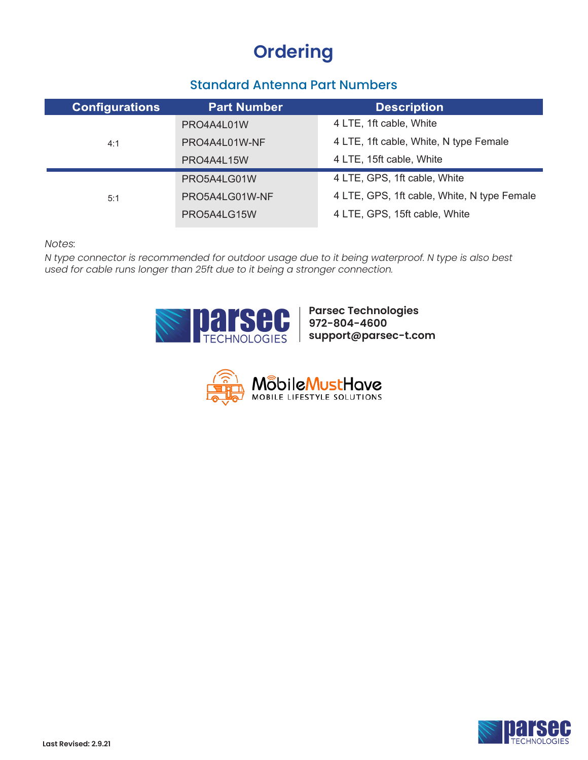# Ordering

## Standard Antenna Part Numbers

| Configurations | Part Number | Description |
|---|---|---|
| 4:1 | PRO4A4L01W | 4 LTE, 1ft cable, White |
| | PRO4A4L01W-NF | 4 LTE, 1ft cable, White, N type Female |
| | PRO4A4L15W | 4 LTE, 15ft cable, White |
| 5:1 | PRO5A4LG01W | 4 LTE, GPS, 1ft cable, White |
| | PRO5A4LG01W-NF | 4 LTE, GPS, 1ft cable, White, N type Female |
| | PRO5A4LG15W | 4 LTE, GPS, 15ft cable, White |

*Notes:*

*N type connector is recommended for outdoor usage due to it being waterproof. N type is also best used for cable runs longer than 25ft due to it being a stronger connection.*

parsec TECHNOLOGIES

**Parsec Technologies**
**972-804-4600**
**support@parsec-t.com**

MobileMustHave
MOBILE LIFESTYLE SOLUTIONS

**Last Revised: 2.9.21**